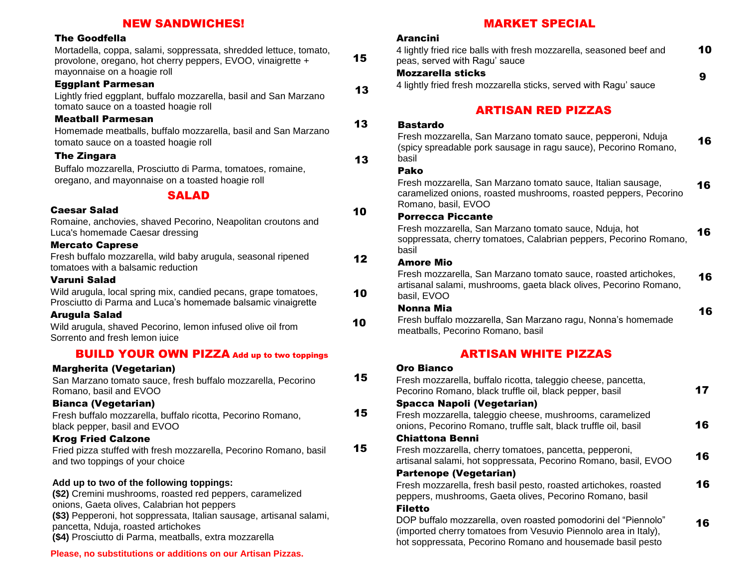## NEW SANDWICHES!

**The Goodfella** — 15
Mortadella, coppa, salami, soppressata, shredded lettuce, tomato, provolone, oregano, hot cherry peppers, EVOO, vinaigrette + mayonnaise on a hoagie roll

**Eggplant Parmesan** — 13
Lightly fried eggplant, buffalo mozzarella, basil and San Marzano tomato sauce on a toasted hoagie roll

**Meatball Parmesan** — 13
Homemade meatballs, buffalo mozzarella, basil and San Marzano tomato sauce on a toasted hoagie roll

**The Zingara** — 13
Buffalo mozzarella, Prosciutto di Parma, tomatoes, romaine, oregano, and mayonnaise on a toasted hoagie roll

## SALAD

**Caesar Salad** — 10
Romaine, anchovies, shaved Pecorino, Neapolitan croutons and Luca's homemade Caesar dressing

**Mercato Caprese** — 12
Fresh buffalo mozzarella, wild baby arugula, seasonal ripened tomatoes with a balsamic reduction

**Varuni Salad** — 10
Wild arugula, local spring mix, candied pecans, grape tomatoes, Prosciutto di Parma and Luca's homemade balsamic vinaigrette

**Arugula Salad** — 10
Wild arugula, shaved Pecorino, lemon infused olive oil from Sorrento and fresh lemon juice

## BUILD YOUR OWN PIZZA *Add up to two toppings*

**Margherita (Vegetarian)** — 15
San Marzano tomato sauce, fresh buffalo mozzarella, Pecorino Romano, basil and EVOO

**Bianca (Vegetarian)** — 15
Fresh buffalo mozzarella, buffalo ricotta, Pecorino Romano, black pepper, basil and EVOO

**Krog Fried Calzone** — 15
Fried pizza stuffed with fresh mozzarella, Pecorino Romano, basil and two toppings of your choice

**Add up to two of the following toppings:**
**($2)** Cremini mushrooms, roasted red peppers, caramelized onions, Gaeta olives, Calabrian hot peppers
**($3)** Pepperoni, hot soppressata, Italian sausage, artisanal salami, pancetta, Nduja, roasted artichokes
**($4)** Prosciutto di Parma, meatballs, extra mozzarella

**Please, no substitutions or additions on our Artisan Pizzas.**

## MARKET SPECIAL

**Arancini** — 10
4 lightly fried rice balls with fresh mozzarella, seasoned beef and peas, served with Ragu' sauce

**Mozzarella sticks** — 9
4 lightly fried fresh mozzarella sticks, served with Ragu' sauce

## ARTISAN RED PIZZAS

**Bastardo** — 16
Fresh mozzarella, San Marzano tomato sauce, pepperoni, Nduja (spicy spreadable pork sausage in ragu sauce), Pecorino Romano, basil

**Pako** — 16
Fresh mozzarella, San Marzano tomato sauce, Italian sausage, caramelized onions, roasted mushrooms, roasted peppers, Pecorino Romano, basil, EVOO

**Porrecca Piccante** — 16
Fresh mozzarella, San Marzano tomato sauce, Nduja, hot soppressata, cherry tomatoes, Calabrian peppers, Pecorino Romano, basil

**Amore Mio** — 16
Fresh mozzarella, San Marzano tomato sauce, roasted artichokes, artisanal salami, mushrooms, gaeta black olives, Pecorino Romano, basil, EVOO

**Nonna Mia** — 16
Fresh buffalo mozzarella, San Marzano ragu, Nonna's homemade meatballs, Pecorino Romano, basil

## ARTISAN WHITE PIZZAS

**Oro Bianco** — 17
Fresh mozzarella, buffalo ricotta, taleggio cheese, pancetta, Pecorino Romano, black truffle oil, black pepper, basil

**Spacca Napoli (Vegetarian)** — 16
Fresh mozzarella, taleggio cheese, mushrooms, caramelized onions, Pecorino Romano, truffle salt, black truffle oil, basil

**Chiattona Benni** — 16
Fresh mozzarella, cherry tomatoes, pancetta, pepperoni, artisanal salami, hot soppressata, Pecorino Romano, basil, EVOO

**Partenope (Vegetarian)** — 16
Fresh mozzarella, fresh basil pesto, roasted artichokes, roasted peppers, mushrooms, Gaeta olives, Pecorino Romano, basil

**Filetto** — 16
DOP buffalo mozzarella, oven roasted pomodorini del "Piennolo" (imported cherry tomatoes from Vesuvio Piennolo area in Italy), hot soppressata, Pecorino Romano and housemade basil pesto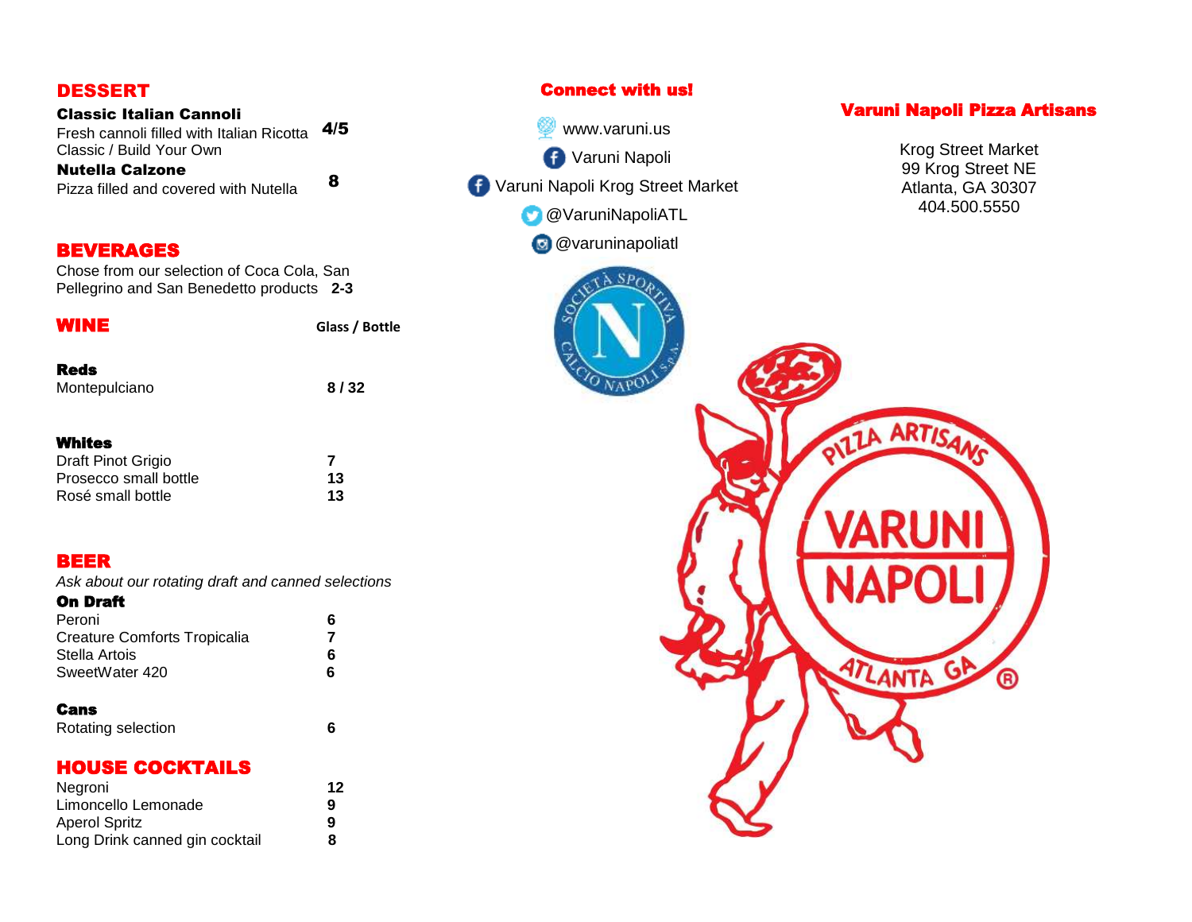## DESSERT

**Classic Italian Cannoli** **4/5**
Fresh cannoli filled with Italian Ricotta
Classic / Build Your Own

**Nutella Calzone** **8**
Pizza filled and covered with Nutella

## BEVERAGES

Chose from our selection of Coca Cola, San Pellegrino and San Benedetto products **2-3**

## WINE

| | Glass / Bottle |
|---|---|
| **Reds** | |
| Montepulciano | **8 / 32** |
| **Whites** | |
| Draft Pinot Grigio | **7** |
| Prosecco small bottle | **13** |
| Rosé small bottle | **13** |

## BEER

*Ask about our rotating draft and canned selections*

| | |
|---|---|
| **On Draft** | |
| Peroni | **6** |
| Creature Comforts Tropicalia | **7** |
| Stella Artois | **6** |
| SweetWater 420 | **6** |
| **Cans** | |
| Rotating selection | **6** |

## HOUSE COCKTAILS

| | |
|---|---|
| Negroni | **12** |
| Limoncello Lemonade | **9** |
| Aperol Spritz | **9** |
| Long Drink canned gin cocktail | **8** |

## Connect with us!

www.varuni.us
Varuni Napoli
Varuni Napoli Krog Street Market
@VaruniNapoliATL
@varuninapoliatl

## Varuni Napoli Pizza Artisans

Krog Street Market
99 Krog Street NE
Atlanta, GA 30307
404.500.5550